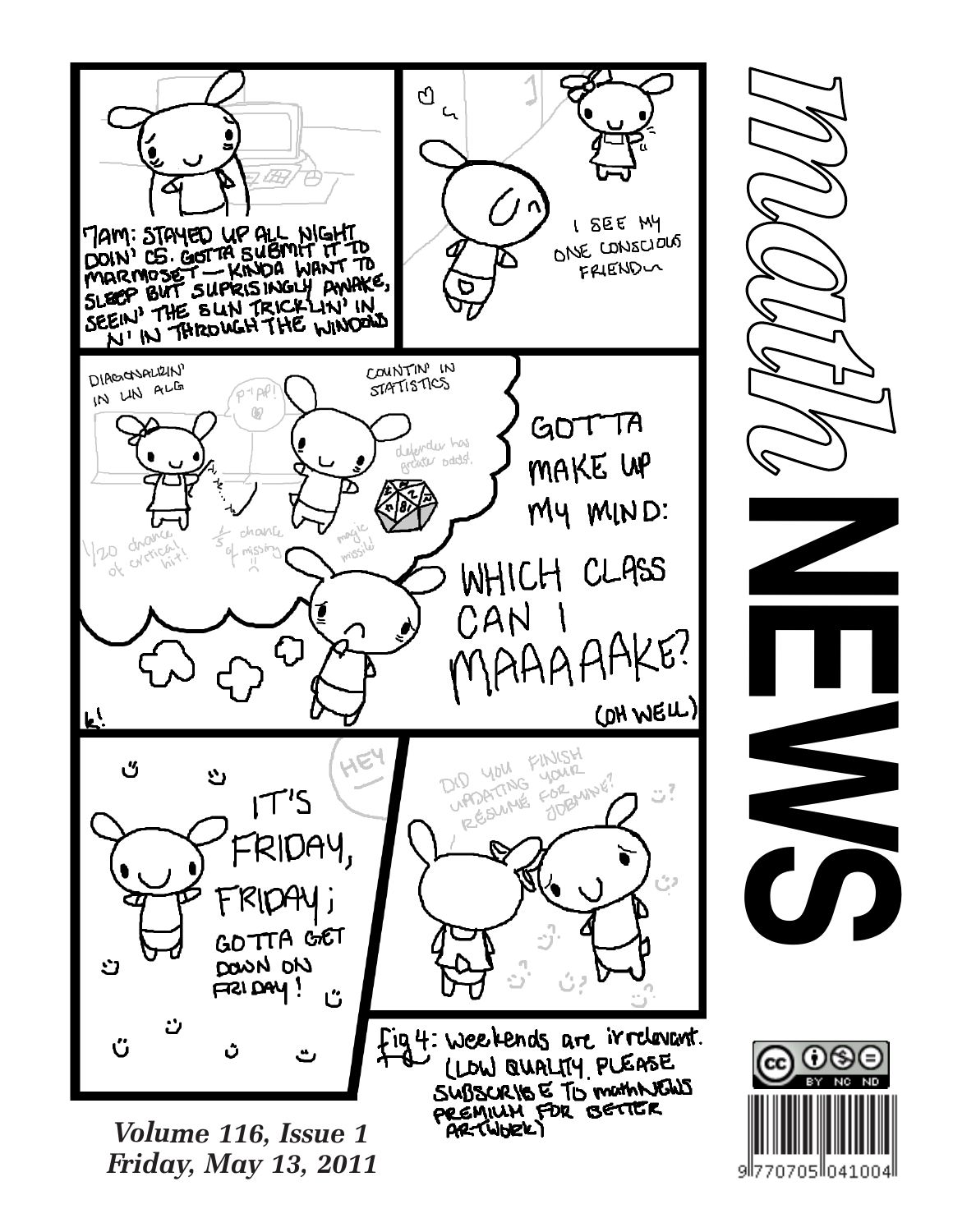# mathNEWS

7AM: STAYED UP ALL NIGHT DOIN' CS. GOTTA SUBMIT IT TO MARMOSET — KINDA WANT TO SLEEP BUT SUPRISINGLY AWAKE, SEEIN' THE SUN TRICKLIN' IN N' IN THROUGH THE WINDOWS

I SEE MY ONE CONSCIOUS FRIEND~

DIAGONALIZIN' IN LIN ALG

$P^{-1}AP$!

COUNTIN' IN STATISTICS

defender has greater odds!

1/20 chance of critical hit!

$\frac{1}{5}$ chance of missing

magic missile!

GOTTA MAKE UP MY MIND:

WHICH CLASS CAN I MAAAAAKE?

(OH WELL)

k!

HEY

IT'S FRIDAY, FRIDAY; GOTTA GET DOWN ON FRIDAY!

DID YOU FINISH UPDATING YOUR RÉSUMÉ FOR JOBMINE?

Fig 4: Weekends are irrelevant. (LOW QUALITY. PLEASE SUBSCRIBE TO mathNEWS PREMIUM FOR BETTER ARTWORK)

***Volume 116, Issue 1***
***Friday, May 13, 2011***

9 770705 041004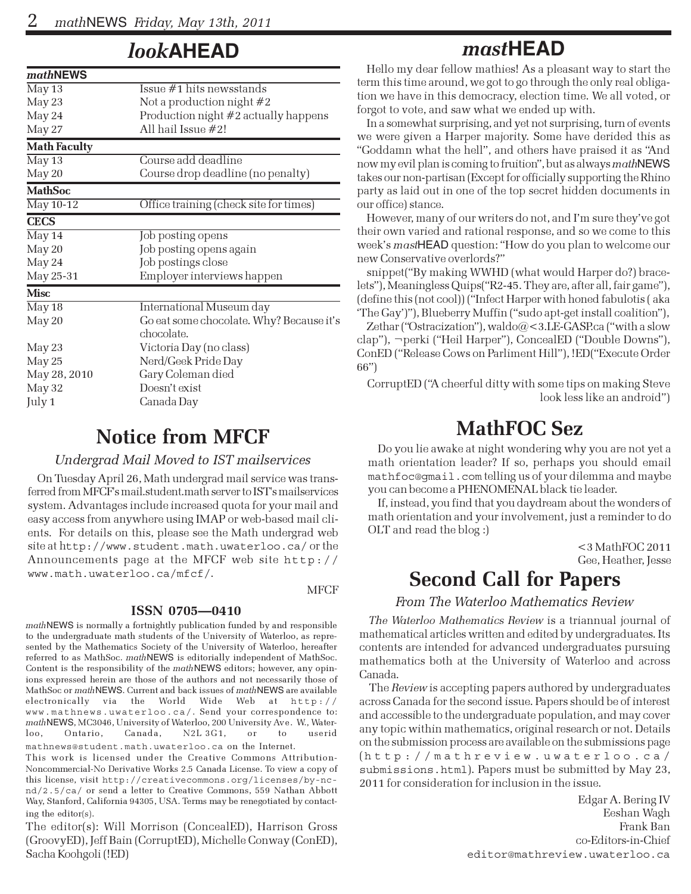# *look*AHEAD

| ***math*NEWS** | |
|---|---|
| May 13 | Issue #1 hits newsstands |
| May 23 | Not a production night #2 |
| May 24 | Production night #2 actually happens |
| May 27 | All hail Issue #2! |
| **Math Faculty** | |
| May 13 | Course add deadline |
| May 20 | Course drop deadline (no penalty) |
| **MathSoc** | |
| May 10-12 | Office training (check site for times) |
| **CECS** | |
| May 14 | Job posting opens |
| May 20 | Job posting opens again |
| May 24 | Job postings close |
| May 25-31 | Employer interviews happen |
| **Misc** | |
| May 18 | International Museum day |
| May 20 | Go eat some chocolate. Why? Because it's chocolate. |
| May 23 | Victoria Day (no class) |
| May 25 | Nerd/Geek Pride Day |
| May 28, 2010 | Gary Coleman died |
| May 32 | Doesn't exist |
| July 1 | Canada Day |

# Notice from MFCF

### *Undergrad Mail Moved to IST mailservices*

On Tuesday April 26, Math undergrad mail service was transferred from MFCF's mail.student.math server to IST's mailservices system. Advantages include increased quota for your mail and easy access from anywhere using IMAP or web-based mail clients. For details on this, please see the Math undergrad web site at http://www.student.math.uwaterloo.ca/ or the Announcements page at the MFCF web site http://www.math.uwaterloo.ca/mfcf/.

MFCF

### ISSN 0705—0410

*math*NEWS is normally a fortnightly publication funded by and responsible to the undergraduate math students of the University of Waterloo, as represented by the Mathematics Society of the University of Waterloo, hereafter referred to as MathSoc. *math*NEWS is editorially independent of MathSoc. Content is the responsibility of the *math*NEWS editors; however, any opinions expressed herein are those of the authors and not necessarily those of MathSoc or *math*NEWS. Current and back issues of *math*NEWS are available electronically via the World Wide Web at http://www.mathnews.uwaterloo.ca/. Send your correspondence to: *math*NEWS, MC3046, University of Waterloo, 200 University Ave. W., Waterloo, Ontario, Canada, N2L 3G1, or to userid mathnews@student.math.uwaterloo.ca on the Internet.

This work is licensed under the Creative Commons Attribution-Noncommercial-No Derivative Works 2.5 Canada License. To view a copy of this license, visit http://creativecommons.org/licenses/by-nc-nd/2.5/ca/ or send a letter to Creative Commons, 559 Nathan Abbott Way, Stanford, California 94305, USA. Terms may be renegotiated by contacting the editor(s).

The editor(s): Will Morrison (ConcealED), Harrison Gross (GroovyED), Jeff Bain (CorruptED), Michelle Conway (ConED), Sacha Koohgoli (!ED)

# *mast*HEAD

Hello my dear fellow mathies! As a pleasant way to start the term this time around, we got to go through the only real obligation we have in this democracy, election time. We all voted, or forgot to vote, and saw what we ended up with.

In a somewhat surprising, and yet not surprising, turn of events we were given a Harper majority. Some have derided this as "Goddamn what the hell", and others have praised it as "And now my evil plan is coming to fruition", but as always *math*NEWS takes our non-partisan (Except for officially supporting the Rhino party as laid out in one of the top secret hidden documents in our office) stance.

However, many of our writers do not, and I'm sure they've got their own varied and rational response, and so we come to this week's *mast*HEAD question: "How do you plan to welcome our new Conservative overlords?"

snippet("By making WWHD (what would Harper do?) bracelets"), Meaningless Quips("R2-45. They are, after all, fair game"), (define this (not cool)) ("Infect Harper with honed fabulotis ( aka 'The Gay')"), Blueberry Muffin ("sudo apt-get install coalition"), Zethar ("Ostracization"), waldo@<3.LE-GASP.ca ("with a slow clap"), ¬perki ("Heil Harper"), ConcealED ("Double Downs"), ConED ("Release Cows on Parliment Hill"), !ED("Execute Order 66")

CorruptED ("A cheerful ditty with some tips on making Steve look less like an android")

# MathFOC Sez

Do you lie awake at night wondering why you are not yet a math orientation leader? If so, perhaps you should email mathfoc@gmail.com telling us of your dilemma and maybe you can become a PHENOMENAL black tie leader.

If, instead, you find that you daydream about the wonders of math orientation and your involvement, just a reminder to do OLT and read the blog :)

<3 MathFOC 2011
Gee, Heather, Jesse

# Second Call for Papers

### *From The Waterloo Mathematics Review*

*The Waterloo Mathematics Review* is a triannual journal of mathematical articles written and edited by undergraduates. Its contents are intended for advanced undergraduates pursuing mathematics both at the University of Waterloo and across Canada.

The *Review* is accepting papers authored by undergraduates across Canada for the second issue. Papers should be of interest and accessible to the undergraduate population, and may cover any topic within mathematics, original research or not. Details on the submission process are available on the submissions page (http://mathreview.uwaterloo.ca/submissions.html). Papers must be submitted by May 23, 2011 for consideration for inclusion in the issue.

Edgar A. Bering IV
Eeshan Wagh
Frank Ban
co-Editors-in-Chief
editor@mathreview.uwaterloo.ca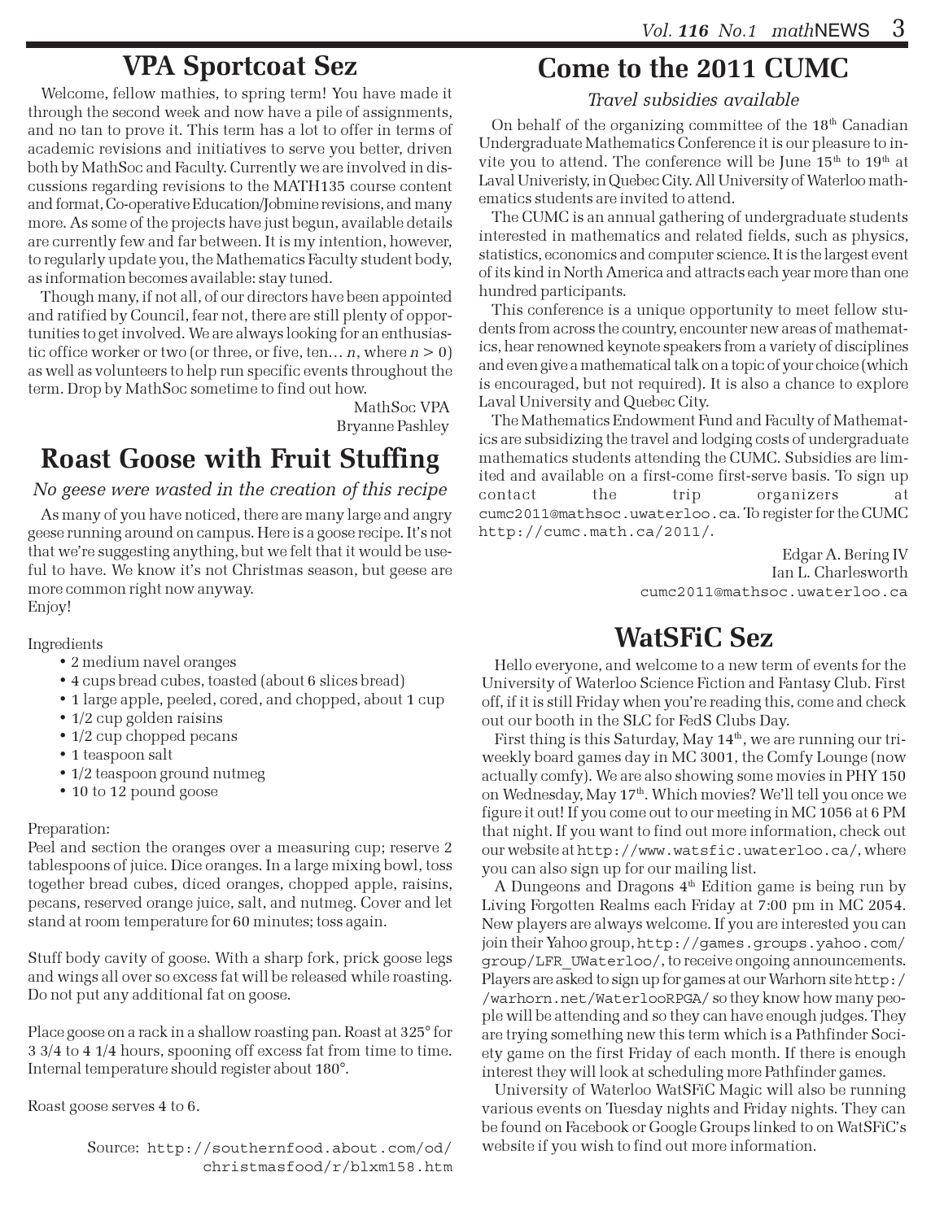# VPA Sportcoat Sez

Welcome, fellow mathies, to spring term! You have made it through the second week and now have a pile of assignments, and no tan to prove it. This term has a lot to offer in terms of academic revisions and initiatives to serve you better, driven both by MathSoc and Faculty. Currently we are involved in discussions regarding revisions to the MATH135 course content and format, Co-operative Education/Jobmine revisions, and many more. As some of the projects have just begun, available details are currently few and far between. It is my intention, however, to regularly update you, the Mathematics Faculty student body, as information becomes available: stay tuned.

Though many, if not all, of our directors have been appointed and ratified by Council, fear not, there are still plenty of opportunities to get involved. We are always looking for an enthusiastic office worker or two (or three, or five, ten… $n$, where $n > 0$) as well as volunteers to help run specific events throughout the term. Drop by MathSoc sometime to find out how.

MathSoc VPA
Bryanne Pashley

# Roast Goose with Fruit Stuffing

*No geese were wasted in the creation of this recipe*

As many of you have noticed, there are many large and angry geese running around on campus. Here is a goose recipe. It's not that we're suggesting anything, but we felt that it would be useful to have. We know it's not Christmas season, but geese are more common right now anyway.
Enjoy!

Ingredients

- 2 medium navel oranges
- 4 cups bread cubes, toasted (about 6 slices bread)
- 1 large apple, peeled, cored, and chopped, about 1 cup
- 1/2 cup golden raisins
- 1/2 cup chopped pecans
- 1 teaspoon salt
- 1/2 teaspoon ground nutmeg
- 10 to 12 pound goose

Preparation:

Peel and section the oranges over a measuring cup; reserve 2 tablespoons of juice. Dice oranges. In a large mixing bowl, toss together bread cubes, diced oranges, chopped apple, raisins, pecans, reserved orange juice, salt, and nutmeg. Cover and let stand at room temperature for 60 minutes; toss again.

Stuff body cavity of goose. With a sharp fork, prick goose legs and wings all over so excess fat will be released while roasting. Do not put any additional fat on goose.

Place goose on a rack in a shallow roasting pan. Roast at 325° for 3 3/4 to 4 1/4 hours, spooning off excess fat from time to time. Internal temperature should register about 180°.

Roast goose serves 4 to 6.

Source: http://southernfood.about.com/od/christmasfood/r/blxm158.htm

# Come to the 2011 CUMC

*Travel subsidies available*

On behalf of the organizing committee of the 18th Canadian Undergraduate Mathematics Conference it is our pleasure to invite you to attend. The conference will be June 15th to 19th at Laval Univeristy, in Quebec City. All University of Waterloo mathematics students are invited to attend.

The CUMC is an annual gathering of undergraduate students interested in mathematics and related fields, such as physics, statistics, economics and computer science. It is the largest event of its kind in North America and attracts each year more than one hundred participants.

This conference is a unique opportunity to meet fellow students from across the country, encounter new areas of mathematics, hear renowned keynote speakers from a variety of disciplines and even give a mathematical talk on a topic of your choice (which is encouraged, but not required). It is also a chance to explore Laval University and Quebec City.

The Mathematics Endowment Fund and Faculty of Mathematics are subsidizing the travel and lodging costs of undergraduate mathematics students attending the CUMC. Subsidies are limited and available on a first-come first-serve basis. To sign up contact the trip organizers at cumc2011@mathsoc.uwaterloo.ca. To register for the CUMC http://cumc.math.ca/2011/.

Edgar A. Bering IV
Ian L. Charlesworth
cumc2011@mathsoc.uwaterloo.ca

# WatSFiC Sez

Hello everyone, and welcome to a new term of events for the University of Waterloo Science Fiction and Fantasy Club. First off, if it is still Friday when you're reading this, come and check out our booth in the SLC for FedS Clubs Day.

First thing is this Saturday, May 14th, we are running our tri-weekly board games day in MC 3001, the Comfy Lounge (now actually comfy). We are also showing some movies in PHY 150 on Wednesday, May 17th. Which movies? We'll tell you once we figure it out! If you come out to our meeting in MC 1056 at 6 PM that night. If you want to find out more information, check out our website at http://www.watsfic.uwaterloo.ca/, where you can also sign up for our mailing list.

A Dungeons and Dragons 4th Edition game is being run by Living Forgotten Realms each Friday at 7:00 pm in MC 2054. New players are always welcome. If you are interested you can join their Yahoo group, http://games.groups.yahoo.com/group/LFR_UWaterloo/, to receive ongoing announcements. Players are asked to sign up for games at our Warhorn site http://warhorn.net/WaterlooRPGA/ so they know how many people will be attending and so they can have enough judges. They are trying something new this term which is a Pathfinder Society game on the first Friday of each month. If there is enough interest they will look at scheduling more Pathfinder games.

University of Waterloo WatSFiC Magic will also be running various events on Tuesday nights and Friday nights. They can be found on Facebook or Google Groups linked to on WatSFiC's website if you wish to find out more information.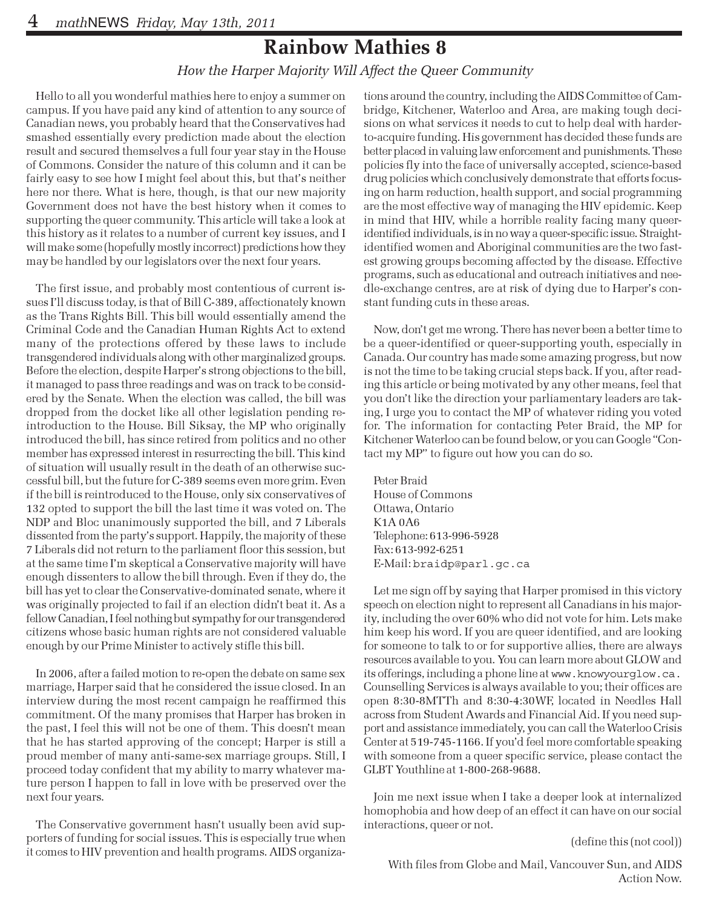# Rainbow Mathies 8

*How the Harper Majority Will Affect the Queer Community*

Hello to all you wonderful mathies here to enjoy a summer on campus. If you have paid any kind of attention to any source of Canadian news, you probably heard that the Conservatives had smashed essentially every prediction made about the election result and secured themselves a full four year stay in the House of Commons. Consider the nature of this column and it can be fairly easy to see how I might feel about this, but that's neither here nor there. What is here, though, is that our new majority Government does not have the best history when it comes to supporting the queer community. This article will take a look at this history as it relates to a number of current key issues, and I will make some (hopefully mostly incorrect) predictions how they may be handled by our legislators over the next four years.

The first issue, and probably most contentious of current issues I'll discuss today, is that of Bill C-389, affectionately known as the Trans Rights Bill. This bill would essentially amend the Criminal Code and the Canadian Human Rights Act to extend many of the protections offered by these laws to include transgendered individuals along with other marginalized groups. Before the election, despite Harper's strong objections to the bill, it managed to pass three readings and was on track to be considered by the Senate. When the election was called, the bill was dropped from the docket like all other legislation pending reintroduction to the House. Bill Siksay, the MP who originally introduced the bill, has since retired from politics and no other member has expressed interest in resurrecting the bill. This kind of situation will usually result in the death of an otherwise successful bill, but the future for C-389 seems even more grim. Even if the bill is reintroduced to the House, only six conservatives of 132 opted to support the bill the last time it was voted on. The NDP and Bloc unanimously supported the bill, and 7 Liberals dissented from the party's support. Happily, the majority of these 7 Liberals did not return to the parliament floor this session, but at the same time I'm skeptical a Conservative majority will have enough dissenters to allow the bill through. Even if they do, the bill has yet to clear the Conservative-dominated senate, where it was originally projected to fail if an election didn't beat it. As a fellow Canadian, I feel nothing but sympathy for our transgendered citizens whose basic human rights are not considered valuable enough by our Prime Minister to actively stifle this bill.

In 2006, after a failed motion to re-open the debate on same sex marriage, Harper said that he considered the issue closed. In an interview during the most recent campaign he reaffirmed this commitment. Of the many promises that Harper has broken in the past, I feel this will not be one of them. This doesn't mean that he has started approving of the concept; Harper is still a proud member of many anti-same-sex marriage groups. Still, I proceed today confident that my ability to marry whatever mature person I happen to fall in love with be preserved over the next four years.

The Conservative government hasn't usually been avid supporters of funding for social issues. This is especially true when it comes to HIV prevention and health programs. AIDS organizations around the country, including the AIDS Committee of Cambridge, Kitchener, Waterloo and Area, are making tough decisions on what services it needs to cut to help deal with harder-to-acquire funding. His government has decided these funds are better placed in valuing law enforcement and punishments. These policies fly into the face of universally accepted, science-based drug policies which conclusively demonstrate that efforts focusing on harm reduction, health support, and social programming are the most effective way of managing the HIV epidemic. Keep in mind that HIV, while a horrible reality facing many queer-identified individuals, is in no way a queer-specific issue. Straight-identified women and Aboriginal communities are the two fastest growing groups becoming affected by the disease. Effective programs, such as educational and outreach initiatives and needle-exchange centres, are at risk of dying due to Harper's constant funding cuts in these areas.

Now, don't get me wrong. There has never been a better time to be a queer-identified or queer-supporting youth, especially in Canada. Our country has made some amazing progress, but now is not the time to be taking crucial steps back. If you, after reading this article or being motivated by any other means, feel that you don't like the direction your parliamentary leaders are taking, I urge you to contact the MP of whatever riding you voted for. The information for contacting Peter Braid, the MP for Kitchener Waterloo can be found below, or you can Google "Contact my MP" to figure out how you can do so.

Peter Braid  
House of Commons  
Ottawa, Ontario  
K1A 0A6  
Telephone: 613-996-5928  
Fax: 613-992-6251  
E-Mail: braidp@parl.gc.ca

Let me sign off by saying that Harper promised in this victory speech on election night to represent all Canadians in his majority, including the over 60% who did not vote for him. Lets make him keep his word. If you are queer identified, and are looking for someone to talk to or for supportive allies, there are always resources available to you. You can learn more about GLOW and its offerings, including a phone line at www.knowyourglow.ca. Counselling Services is always available to you; their offices are open 8:30-8MTTh and 8:30-4:30WF, located in Needles Hall across from Student Awards and Financial Aid. If you need support and assistance immediately, you can call the Waterloo Crisis Center at 519-745-1166. If you'd feel more comfortable speaking with someone from a queer specific service, please contact the GLBT Youthline at 1-800-268-9688.

Join me next issue when I take a deeper look at internalized homophobia and how deep of an effect it can have on our social interactions, queer or not.

(define this (not cool))

With files from Globe and Mail, Vancouver Sun, and AIDS Action Now.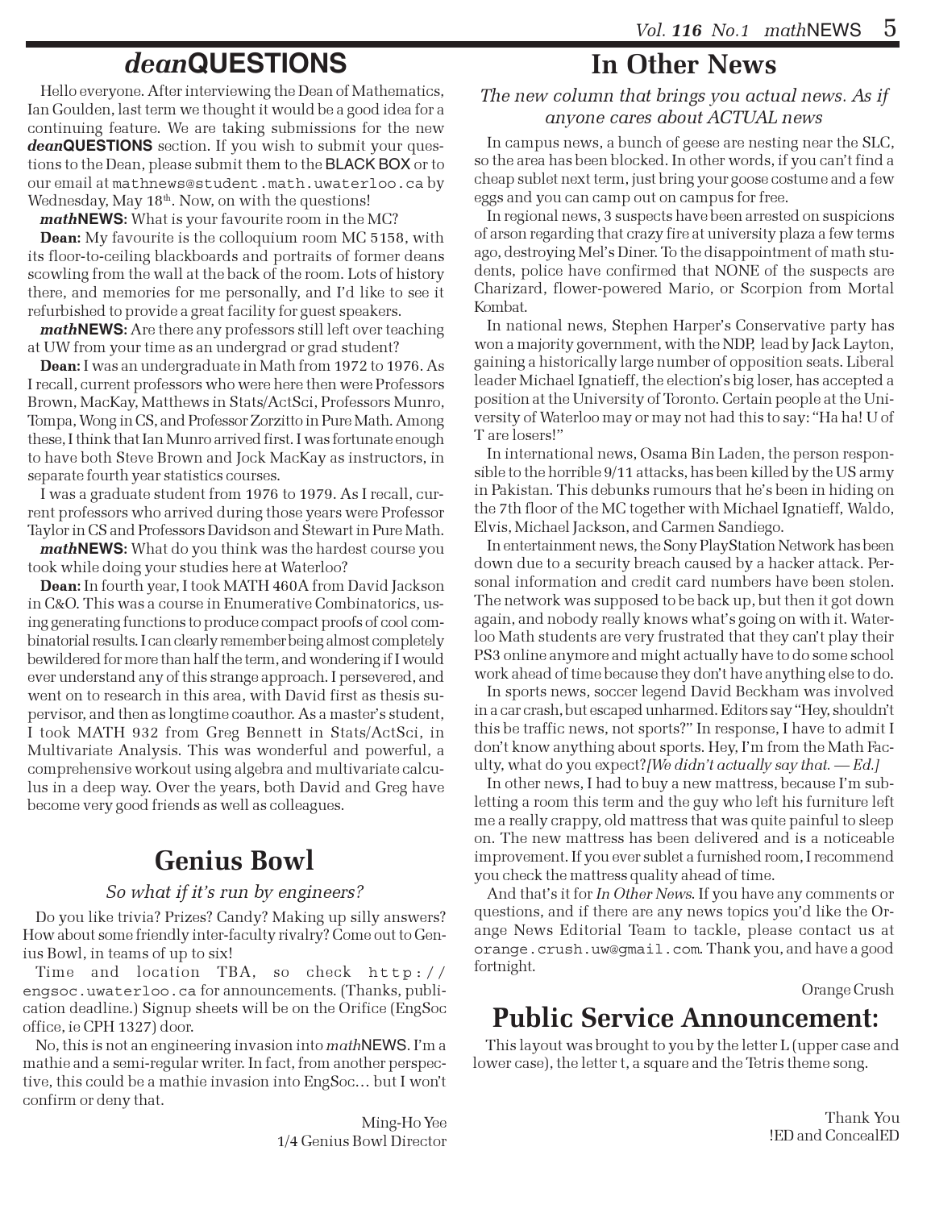## *dean*QUESTIONS

Hello everyone. After interviewing the Dean of Mathematics, Ian Goulden, last term we thought it would be a good idea for a continuing feature. We are taking submissions for the new ***dean*QUESTIONS** section. If you wish to submit your questions to the Dean, please submit them to the BLACK BOX or to our email at mathnews@student.math.uwaterloo.ca by Wednesday, May 18th. Now, on with the questions!

***math*NEWS:** What is your favourite room in the MC?

**Dean:** My favourite is the colloquium room MC 5158, with its floor-to-ceiling blackboards and portraits of former deans scowling from the wall at the back of the room. Lots of history there, and memories for me personally, and I'd like to see it refurbished to provide a great facility for guest speakers.

***math*NEWS:** Are there any professors still left over teaching at UW from your time as an undergrad or grad student?

**Dean:** I was an undergraduate in Math from 1972 to 1976. As I recall, current professors who were here then were Professors Brown, MacKay, Matthews in Stats/ActSci, Professors Munro, Tompa, Wong in CS, and Professor Zorzitto in Pure Math. Among these, I think that Ian Munro arrived first. I was fortunate enough to have both Steve Brown and Jock MacKay as instructors, in separate fourth year statistics courses.

I was a graduate student from 1976 to 1979. As I recall, current professors who arrived during those years were Professor Taylor in CS and Professors Davidson and Stewart in Pure Math.

***math*NEWS:** What do you think was the hardest course you took while doing your studies here at Waterloo?

**Dean:** In fourth year, I took MATH 460A from David Jackson in C&O. This was a course in Enumerative Combinatorics, using generating functions to produce compact proofs of cool combinatorial results. I can clearly remember being almost completely bewildered for more than half the term, and wondering if I would ever understand any of this strange approach. I persevered, and went on to research in this area, with David first as thesis supervisor, and then as longtime coauthor. As a master's student, I took MATH 932 from Greg Bennett in Stats/ActSci, in Multivariate Analysis. This was wonderful and powerful, a comprehensive workout using algebra and multivariate calculus in a deep way. Over the years, both David and Greg have become very good friends as well as colleagues.

## Genius Bowl

*So what if it's run by engineers?*

Do you like trivia? Prizes? Candy? Making up silly answers? How about some friendly inter-faculty rivalry? Come out to Genius Bowl, in teams of up to six!

Time and location TBA, so check http://engsoc.uwaterloo.ca for announcements. (Thanks, publication deadline.) Signup sheets will be on the Orifice (EngSoc office, ie CPH 1327) door.

No, this is not an engineering invasion into *math*NEWS. I'm a mathie and a semi-regular writer. In fact, from another perspective, this could be a mathie invasion into EngSoc… but I won't confirm or deny that.

Ming-Ho Yee
1/4 Genius Bowl Director

## In Other News

*The new column that brings you actual news. As if anyone cares about ACTUAL news*

In campus news, a bunch of geese are nesting near the SLC, so the area has been blocked. In other words, if you can't find a cheap sublet next term, just bring your goose costume and a few eggs and you can camp out on campus for free.

In regional news, 3 suspects have been arrested on suspicions of arson regarding that crazy fire at university plaza a few terms ago, destroying Mel's Diner. To the disappointment of math students, police have confirmed that NONE of the suspects are Charizard, flower-powered Mario, or Scorpion from Mortal Kombat.

In national news, Stephen Harper's Conservative party has won a majority government, with the NDP, lead by Jack Layton, gaining a historically large number of opposition seats. Liberal leader Michael Ignatieff, the election's big loser, has accepted a position at the University of Toronto. Certain people at the University of Waterloo may or may not had this to say: "Ha ha! U of T are losers!"

In international news, Osama Bin Laden, the person responsible to the horrible 9/11 attacks, has been killed by the US army in Pakistan. This debunks rumours that he's been in hiding on the 7th floor of the MC together with Michael Ignatieff, Waldo, Elvis, Michael Jackson, and Carmen Sandiego.

In entertainment news, the Sony PlayStation Network has been down due to a security breach caused by a hacker attack. Personal information and credit card numbers have been stolen. The network was supposed to be back up, but then it got down again, and nobody really knows what's going on with it. Waterloo Math students are very frustrated that they can't play their PS3 online anymore and might actually have to do some school work ahead of time because they don't have anything else to do.

In sports news, soccer legend David Beckham was involved in a car crash, but escaped unharmed. Editors say "Hey, shouldn't this be traffic news, not sports?" In response, I have to admit I don't know anything about sports. Hey, I'm from the Math Faculty, what do you expect? *[We didn't actually say that. — Ed.]*

In other news, I had to buy a new mattress, because I'm subletting a room this term and the guy who left his furniture left me a really crappy, old mattress that was quite painful to sleep on. The new mattress has been delivered and is a noticeable improvement. If you ever sublet a furnished room, I recommend you check the mattress quality ahead of time.

And that's it for *In Other News*. If you have any comments or questions, and if there are any news topics you'd like the Orange News Editorial Team to tackle, please contact us at orange.crush.uw@gmail.com. Thank you, and have a good fortnight.

Orange Crush

## Public Service Announcement:

This layout was brought to you by the letter L (upper case and lower case), the letter t, a square and the Tetris theme song.

Thank You
!ED and ConcealED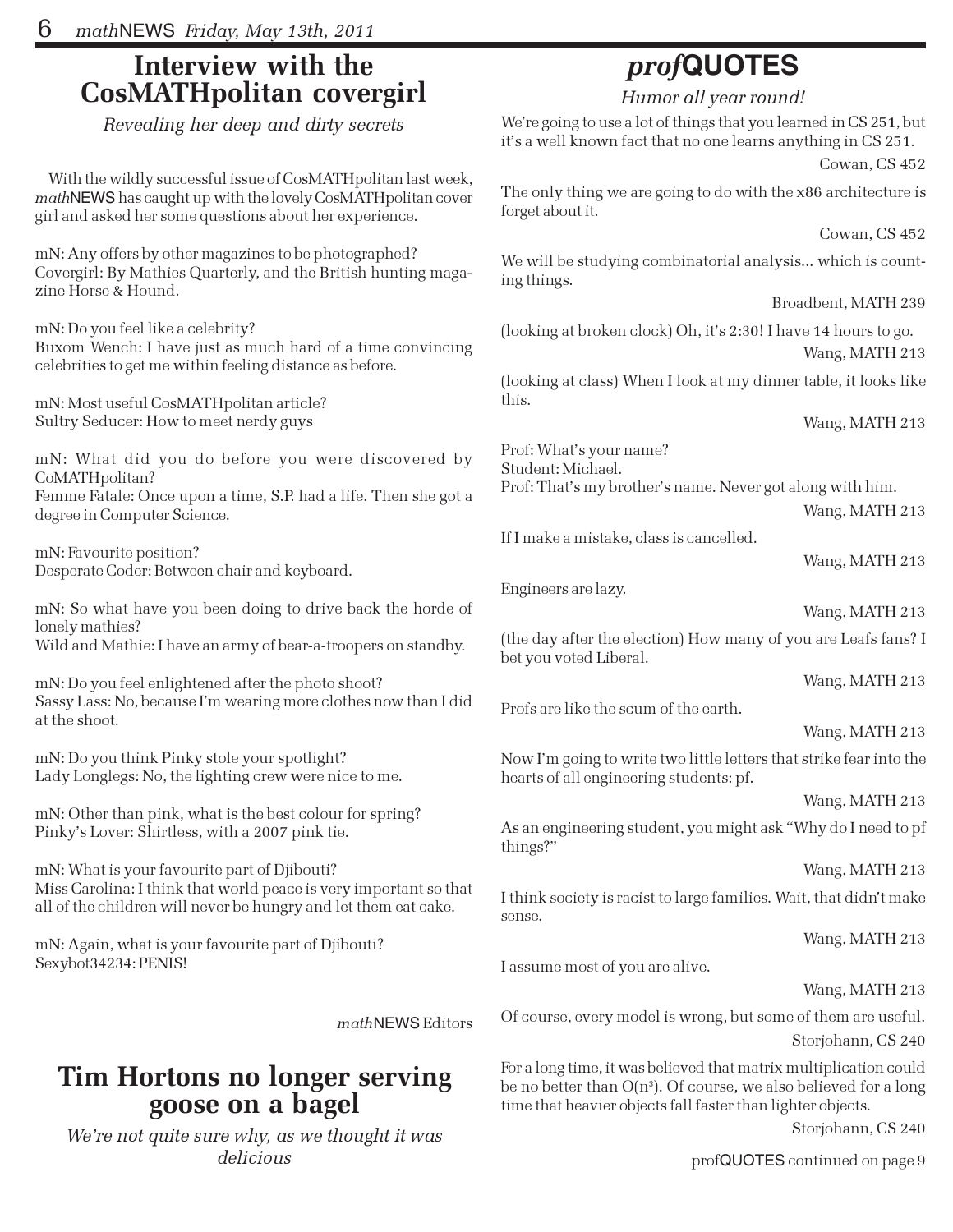## Interview with the CosMATHpolitan covergirl

*Revealing her deep and dirty secrets*

With the wildly successful issue of CosMATHpolitan last week, *math*NEWS has caught up with the lovely CosMATHpolitan cover girl and asked her some questions about her experience.

mN: Any offers by other magazines to be photographed?
Covergirl: By Mathies Quarterly, and the British hunting magazine Horse & Hound.

mN: Do you feel like a celebrity?
Buxom Wench: I have just as much hard of a time convincing celebrities to get me within feeling distance as before.

mN: Most useful CosMATHpolitan article?
Sultry Seducer: How to meet nerdy guys

mN: What did you do before you were discovered by CoMATHpolitan?
Femme Fatale: Once upon a time, S.P. had a life. Then she got a degree in Computer Science.

mN: Favourite position?
Desperate Coder: Between chair and keyboard.

mN: So what have you been doing to drive back the horde of lonely mathies?
Wild and Mathie: I have an army of bear-a-troopers on standby.

mN: Do you feel enlightened after the photo shoot?
Sassy Lass: No, because I'm wearing more clothes now than I did at the shoot.

mN: Do you think Pinky stole your spotlight?
Lady Longlegs: No, the lighting crew were nice to me.

mN: Other than pink, what is the best colour for spring?
Pinky's Lover: Shirtless, with a 2007 pink tie.

mN: What is your favourite part of Djibouti?
Miss Carolina: I think that world peace is very important so that all of the children will never be hungry and let them eat cake.

mN: Again, what is your favourite part of Djibouti?
Sexybot34234: PENIS!

*math*NEWS Editors

## Tim Hortons no longer serving goose on a bagel

*We're not quite sure why, as we thought it was delicious*

## *prof*QUOTES

*Humor all year round!*

We're going to use a lot of things that you learned in CS 251, but it's a well known fact that no one learns anything in CS 251.

Cowan, CS 452

The only thing we are going to do with the x86 architecture is forget about it.

Cowan, CS 452

We will be studying combinatorial analysis... which is counting things.

Broadbent, MATH 239

(looking at broken clock) Oh, it's 2:30! I have 14 hours to go.

Wang, MATH 213

(looking at class) When I look at my dinner table, it looks like this.

Wang, MATH 213

Prof: What's your name?
Student: Michael.
Prof: That's my brother's name. Never got along with him.

Wang, MATH 213

If I make a mistake, class is cancelled.

Wang, MATH 213

Engineers are lazy.

Wang, MATH 213

(the day after the election) How many of you are Leafs fans? I bet you voted Liberal.

Wang, MATH 213

Profs are like the scum of the earth.

Wang, MATH 213

Now I'm going to write two little letters that strike fear into the hearts of all engineering students: pf.

Wang, MATH 213

As an engineering student, you might ask "Why do I need to pf things?"

Wang, MATH 213

I think society is racist to large families. Wait, that didn't make sense.

Wang, MATH 213

I assume most of you are alive.

Wang, MATH 213

Of course, every model is wrong, but some of them are useful.

Storjohann, CS 240

For a long time, it was believed that matrix multiplication could be no better than $O(n^3)$. Of course, we also believed for a long time that heavier objects fall faster than lighter objects.

Storjohann, CS 240

profQUOTES continued on page 9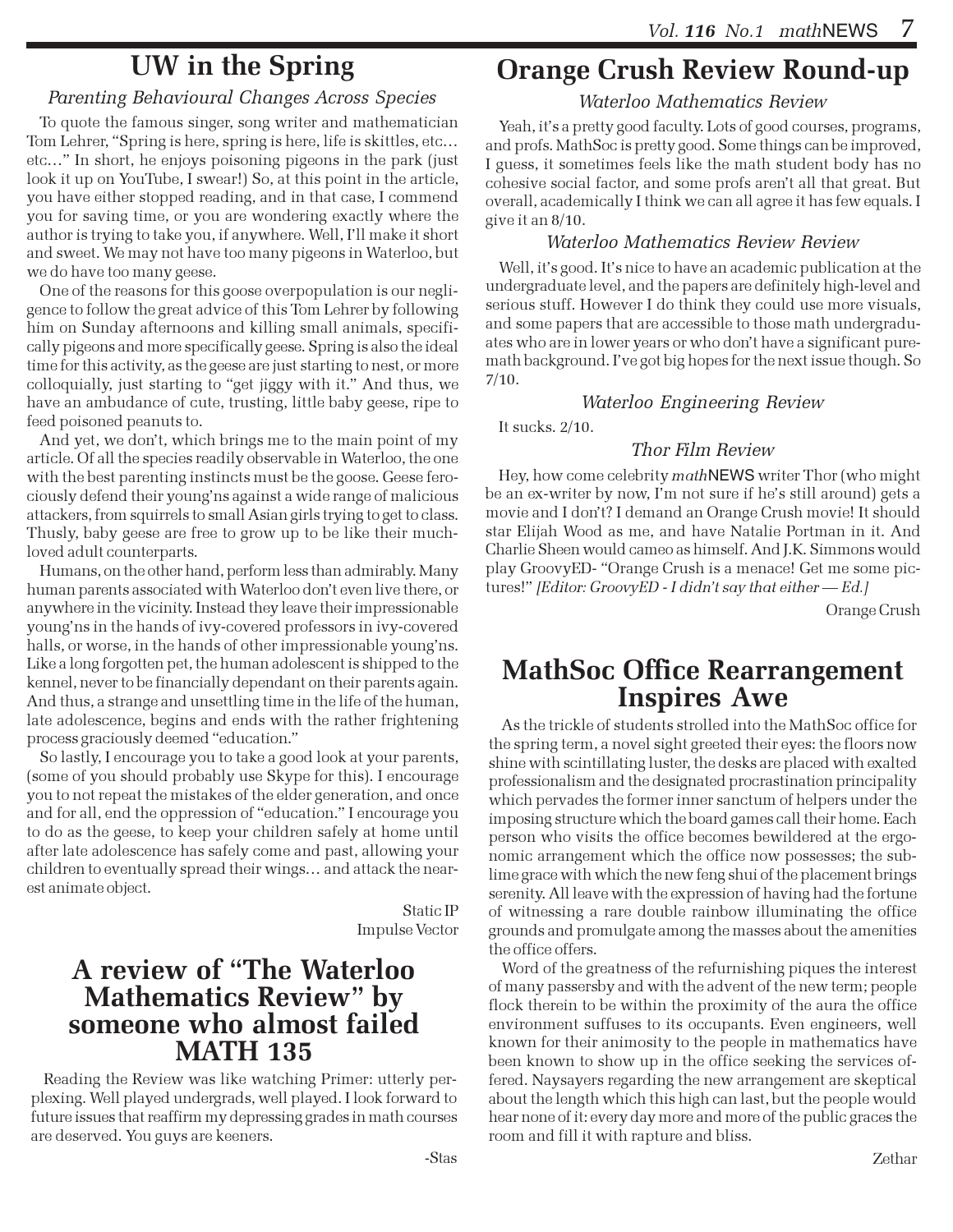# UW in the Spring

### *Parenting Behavioural Changes Across Species*

To quote the famous singer, song writer and mathematician Tom Lehrer, "Spring is here, spring is here, life is skittles, etc… etc…" In short, he enjoys poisoning pigeons in the park (just look it up on YouTube, I swear!) So, at this point in the article, you have either stopped reading, and in that case, I commend you for saving time, or you are wondering exactly where the author is trying to take you, if anywhere. Well, I'll make it short and sweet. We may not have too many pigeons in Waterloo, but we do have too many geese.

One of the reasons for this goose overpopulation is our negligence to follow the great advice of this Tom Lehrer by following him on Sunday afternoons and killing small animals, specifically pigeons and more specifically geese. Spring is also the ideal time for this activity, as the geese are just starting to nest, or more colloquially, just starting to "get jiggy with it." And thus, we have an ambudance of cute, trusting, little baby geese, ripe to feed poisoned peanuts to.

And yet, we don't, which brings me to the main point of my article. Of all the species readily observable in Waterloo, the one with the best parenting instincts must be the goose. Geese ferociously defend their young'ns against a wide range of malicious attackers, from squirrels to small Asian girls trying to get to class. Thusly, baby geese are free to grow up to be like their much-loved adult counterparts.

Humans, on the other hand, perform less than admirably. Many human parents associated with Waterloo don't even live there, or anywhere in the vicinity. Instead they leave their impressionable young'ns in the hands of ivy-covered professors in ivy-covered halls, or worse, in the hands of other impressionable young'ns. Like a long forgotten pet, the human adolescent is shipped to the kennel, never to be financially dependant on their parents again. And thus, a strange and unsettling time in the life of the human, late adolescence, begins and ends with the rather frightening process graciously deemed "education."

So lastly, I encourage you to take a good look at your parents, (some of you should probably use Skype for this). I encourage you to not repeat the mistakes of the elder generation, and once and for all, end the oppression of "education." I encourage you to do as the geese, to keep your children safely at home until after late adolescence has safely come and past, allowing your children to eventually spread their wings… and attack the nearest animate object.

Static IP
Impulse Vector

# A review of "The Waterloo Mathematics Review" by someone who almost failed MATH 135

Reading the Review was like watching Primer: utterly perplexing. Well played undergrads, well played. I look forward to future issues that reaffirm my depressing grades in math courses are deserved. You guys are keeners.

-Stas

# Orange Crush Review Round-up

### *Waterloo Mathematics Review*

Yeah, it's a pretty good faculty. Lots of good courses, programs, and profs. MathSoc is pretty good. Some things can be improved, I guess, it sometimes feels like the math student body has no cohesive social factor, and some profs aren't all that great. But overall, academically I think we can all agree it has few equals. I give it an 8/10.

### *Waterloo Mathematics Review Review*

Well, it's good. It's nice to have an academic publication at the undergraduate level, and the papers are definitely high-level and serious stuff. However I do think they could use more visuals, and some papers that are accessible to those math undergraduates who are in lower years or who don't have a significant pure-math background. I've got big hopes for the next issue though. So 7/10.

### *Waterloo Engineering Review*

It sucks. 2/10.

### *Thor Film Review*

Hey, how come celebrity *math*NEWS writer Thor (who might be an ex-writer by now, I'm not sure if he's still around) gets a movie and I don't? I demand an Orange Crush movie! It should star Elijah Wood as me, and have Natalie Portman in it. And Charlie Sheen would cameo as himself. And J.K. Simmons would play GroovyED- "Orange Crush is a menace! Get me some pictures!" *[Editor: GroovyED - I didn't say that either — Ed.]*

Orange Crush

# MathSoc Office Rearrangement Inspires Awe

As the trickle of students strolled into the MathSoc office for the spring term, a novel sight greeted their eyes: the floors now shine with scintillating luster, the desks are placed with exalted professionalism and the designated procrastination principality which pervades the former inner sanctum of helpers under the imposing structure which the board games call their home. Each person who visits the office becomes bewildered at the ergonomic arrangement which the office now possesses; the sublime grace with which the new feng shui of the placement brings serenity. All leave with the expression of having had the fortune of witnessing a rare double rainbow illuminating the office grounds and promulgate among the masses about the amenities the office offers.

Word of the greatness of the refurnishing piques the interest of many passersby and with the advent of the new term; people flock therein to be within the proximity of the aura the office environment suffuses to its occupants. Even engineers, well known for their animosity to the people in mathematics have been known to show up in the office seeking the services offered. Naysayers regarding the new arrangement are skeptical about the length which this high can last, but the people would hear none of it: every day more and more of the public graces the room and fill it with rapture and bliss.

Zethar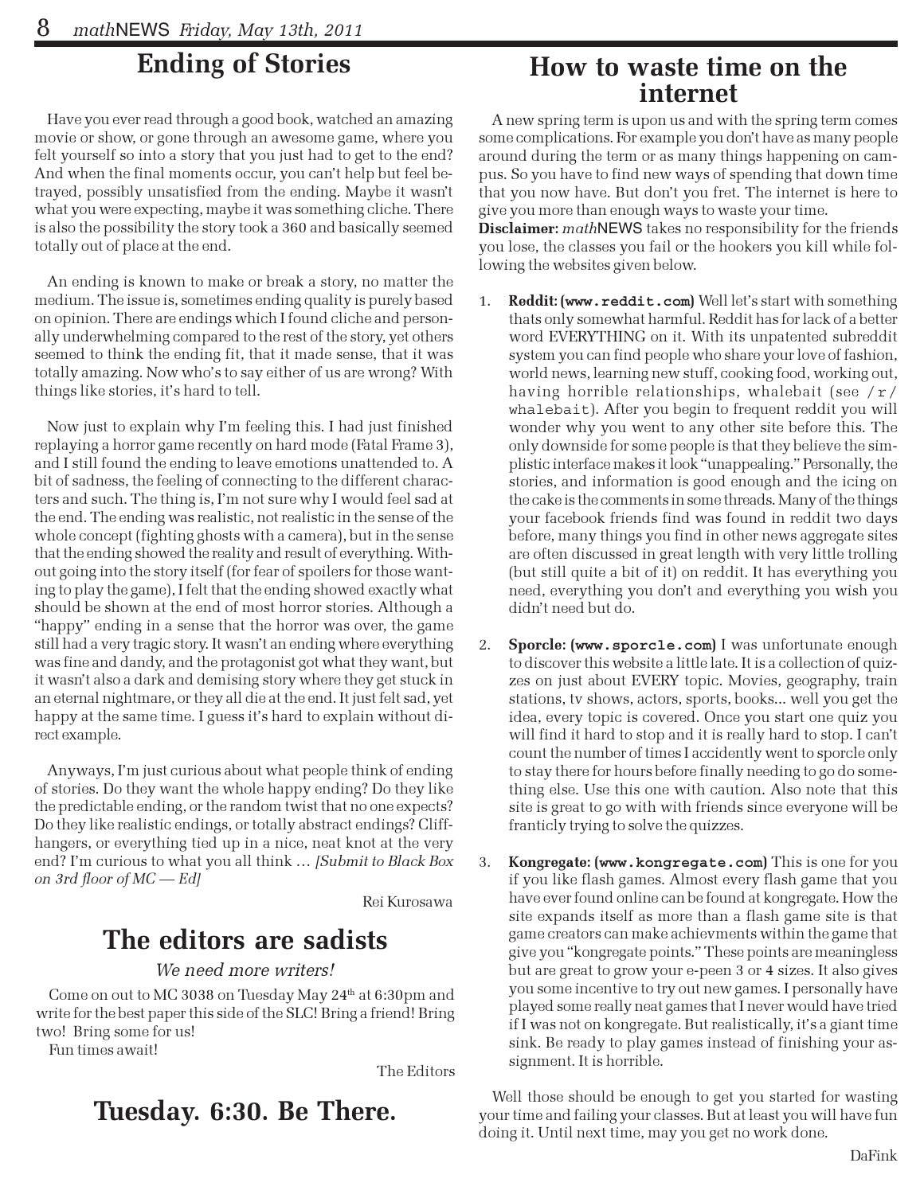## Ending of Stories

Have you ever read through a good book, watched an amazing movie or show, or gone through an awesome game, where you felt yourself so into a story that you just had to get to the end? And when the final moments occur, you can't help but feel betrayed, possibly unsatisfied from the ending. Maybe it wasn't what you were expecting, maybe it was something cliche. There is also the possibility the story took a 360 and basically seemed totally out of place at the end.

An ending is known to make or break a story, no matter the medium. The issue is, sometimes ending quality is purely based on opinion. There are endings which I found cliche and personally underwhelming compared to the rest of the story, yet others seemed to think the ending fit, that it made sense, that it was totally amazing. Now who's to say either of us are wrong? With things like stories, it's hard to tell.

Now just to explain why I'm feeling this. I had just finished replaying a horror game recently on hard mode (Fatal Frame 3), and I still found the ending to leave emotions unattended to. A bit of sadness, the feeling of connecting to the different characters and such. The thing is, I'm not sure why I would feel sad at the end. The ending was realistic, not realistic in the sense of the whole concept (fighting ghosts with a camera), but in the sense that the ending showed the reality and result of everything. Without going into the story itself (for fear of spoilers for those wanting to play the game), I felt that the ending showed exactly what should be shown at the end of most horror stories. Although a "happy" ending in a sense that the horror was over, the game still had a very tragic story. It wasn't an ending where everything was fine and dandy, and the protagonist got what they want, but it wasn't also a dark and demising story where they get stuck in an eternal nightmare, or they all die at the end. It just felt sad, yet happy at the same time. I guess it's hard to explain without direct example.

Anyways, I'm just curious about what people think of ending of stories. Do they want the whole happy ending? Do they like the predictable ending, or the random twist that no one expects? Do they like realistic endings, or totally abstract endings? Cliffhangers, or everything tied up in a nice, neat knot at the very end? I'm curious to what you all think … *[Submit to Black Box on 3rd floor of MC — Ed]*

Rei Kurosawa

## The editors are sadists

*We need more writers!*

Come on out to MC 3038 on Tuesday May 24th at 6:30pm and write for the best paper this side of the SLC! Bring a friend! Bring two! Bring some for us!

Fun times await!

The Editors

## Tuesday. 6:30. Be There.

## How to waste time on the internet

A new spring term is upon us and with the spring term comes some complications. For example you don't have as many people around during the term or as many things happening on campus. So you have to find new ways of spending that down time that you now have. But don't you fret. The internet is here to give you more than enough ways to waste your time.

**Disclaimer:** *math*NEWS takes no responsibility for the friends you lose, the classes you fail or the hookers you kill while following the websites given below.

1. **Reddit: (`www.reddit.com`)** Well let's start with something thats only somewhat harmful. Reddit has for lack of a better word EVERYTHING on it. With its unpatented subreddit system you can find people who share your love of fashion, world news, learning new stuff, cooking food, working out, having horrible relationships, whalebait (see `/r/whalebait`). After you begin to frequent reddit you will wonder why you went to any other site before this. The only downside for some people is that they believe the simplistic interface makes it look "unappealing." Personally, the stories, and information is good enough and the icing on the cake is the comments in some threads. Many of the things your facebook friends find was found in reddit two days before, many things you find in other news aggregate sites are often discussed in great length with very little trolling (but still quite a bit of it) on reddit. It has everything you need, everything you don't and everything you wish you didn't need but do.

2. **Sporcle: (`www.sporcle.com`)** I was unfortunate enough to discover this website a little late. It is a collection of quizzes on just about EVERY topic. Movies, geography, train stations, tv shows, actors, sports, books... well you get the idea, every topic is covered. Once you start one quiz you will find it hard to stop and it is really hard to stop. I can't count the number of times I accidently went to sporcle only to stay there for hours before finally needing to go do something else. Use this one with caution. Also note that this site is great to go with with friends since everyone will be franticly trying to solve the quizzes.

3. **Kongregate: (`www.kongregate.com`)** This is one for you if you like flash games. Almost every flash game that you have ever found online can be found at kongregate. How the site expands itself as more than a flash game site is that game creators can make achievments within the game that give you "kongregate points." These points are meaningless but are great to grow your e-peen 3 or 4 sizes. It also gives you some incentive to try out new games. I personally have played some really neat games that I never would have tried if I was not on kongregate. But realistically, it's a giant time sink. Be ready to play games instead of finishing your assignment. It is horrible.

Well those should be enough to get you started for wasting your time and failing your classes. But at least you will have fun doing it. Until next time, may you get no work done.

DaFink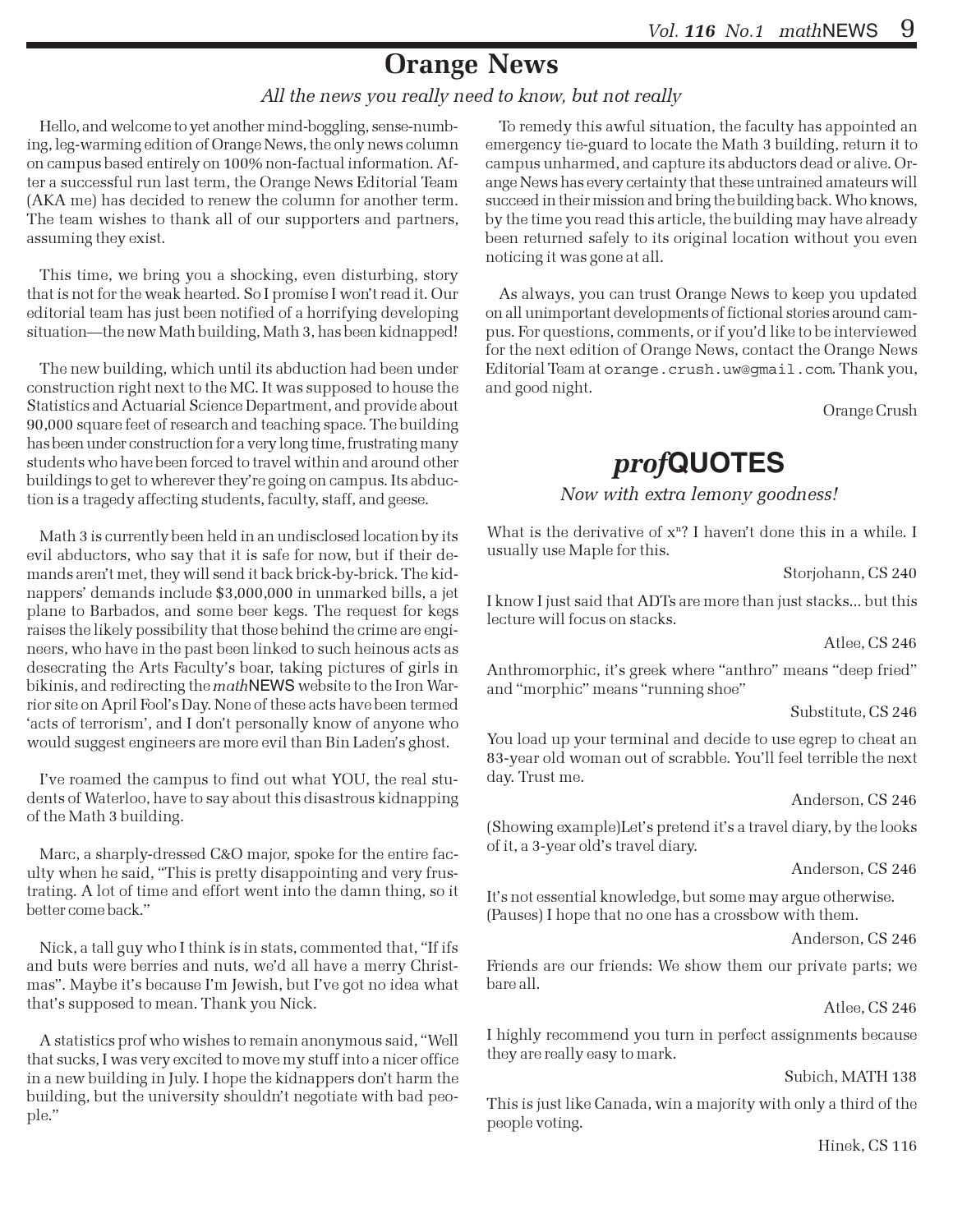# Orange News

*All the news you really need to know, but not really*

Hello, and welcome to yet another mind-boggling, sense-numbing, leg-warming edition of Orange News, the only news column on campus based entirely on 100% non-factual information. After a successful run last term, the Orange News Editorial Team (AKA me) has decided to renew the column for another term. The team wishes to thank all of our supporters and partners, assuming they exist.

This time, we bring you a shocking, even disturbing, story that is not for the weak hearted. So I promise I won't read it. Our editorial team has just been notified of a horrifying developing situation—the new Math building, Math 3, has been kidnapped!

The new building, which until its abduction had been under construction right next to the MC. It was supposed to house the Statistics and Actuarial Science Department, and provide about 90,000 square feet of research and teaching space. The building has been under construction for a very long time, frustrating many students who have been forced to travel within and around other buildings to get to wherever they're going on campus. Its abduction is a tragedy affecting students, faculty, staff, and geese.

Math 3 is currently been held in an undisclosed location by its evil abductors, who say that it is safe for now, but if their demands aren't met, they will send it back brick-by-brick. The kidnappers' demands include $3,000,000 in unmarked bills, a jet plane to Barbados, and some beer kegs. The request for kegs raises the likely possibility that those behind the crime are engineers, who have in the past been linked to such heinous acts as desecrating the Arts Faculty's boar, taking pictures of girls in bikinis, and redirecting the *math*NEWS website to the Iron Warrior site on April Fool's Day. None of these acts have been termed 'acts of terrorism', and I don't personally know of anyone who would suggest engineers are more evil than Bin Laden's ghost.

I've roamed the campus to find out what YOU, the real students of Waterloo, have to say about this disastrous kidnapping of the Math 3 building.

Marc, a sharply-dressed C&O major, spoke for the entire faculty when he said, "This is pretty disappointing and very frustrating. A lot of time and effort went into the damn thing, so it better come back."

Nick, a tall guy who I think is in stats, commented that, "If ifs and buts were berries and nuts, we'd all have a merry Christmas". Maybe it's because I'm Jewish, but I've got no idea what that's supposed to mean. Thank you Nick.

A statistics prof who wishes to remain anonymous said, "Well that sucks, I was very excited to move my stuff into a nicer office in a new building in July. I hope the kidnappers don't harm the building, but the university shouldn't negotiate with bad people."

To remedy this awful situation, the faculty has appointed an emergency tie-guard to locate the Math 3 building, return it to campus unharmed, and capture its abductors dead or alive. Orange News has every certainty that these untrained amateurs will succeed in their mission and bring the building back. Who knows, by the time you read this article, the building may have already been returned safely to its original location without you even noticing it was gone at all.

As always, you can trust Orange News to keep you updated on all unimportant developments of fictional stories around campus. For questions, comments, or if you'd like to be interviewed for the next edition of Orange News, contact the Orange News Editorial Team at `orange.crush.uw@gmail.com`. Thank you, and good night.

Orange Crush

# *prof*QUOTES

*Now with extra lemony goodness!*

What is the derivative of $x^n$? I haven't done this in a while. I usually use Maple for this.

Storjohann, CS 240

I know I just said that ADTs are more than just stacks... but this lecture will focus on stacks.

Atlee, CS 246

Anthromorphic, it's greek where "anthro" means "deep fried" and "morphic" means "running shoe"

Substitute, CS 246

You load up your terminal and decide to use egrep to cheat an 83-year old woman out of scrabble. You'll feel terrible the next day. Trust me.

Anderson, CS 246

(Showing example)Let's pretend it's a travel diary, by the looks of it, a 3-year old's travel diary.

Anderson, CS 246

It's not essential knowledge, but some may argue otherwise. (Pauses) I hope that no one has a crossbow with them.

Anderson, CS 246

Friends are our friends: We show them our private parts; we bare all.

Atlee, CS 246

I highly recommend you turn in perfect assignments because they are really easy to mark.

Subich, MATH 138

This is just like Canada, win a majority with only a third of the people voting.

Hinek, CS 116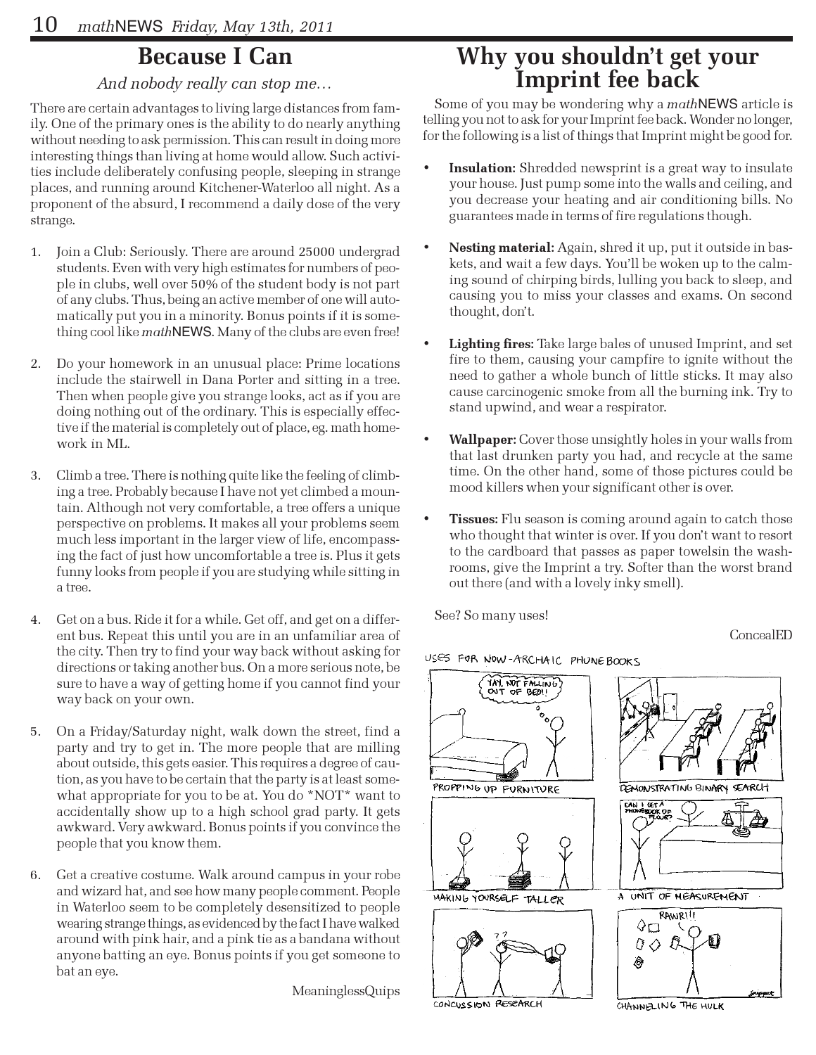# Because I Can

*And nobody really can stop me…*

There are certain advantages to living large distances from family. One of the primary ones is the ability to do nearly anything without needing to ask permission. This can result in doing more interesting things than living at home would allow. Such activities include deliberately confusing people, sleeping in strange places, and running around Kitchener-Waterloo all night. As a proponent of the absurd, I recommend a daily dose of the very strange.

1. Join a Club: Seriously. There are around 25000 undergrad students. Even with very high estimates for numbers of people in clubs, well over 50% of the student body is not part of any clubs. Thus, being an active member of one will automatically put you in a minority. Bonus points if it is something cool like *math*NEWS. Many of the clubs are even free!

2. Do your homework in an unusual place: Prime locations include the stairwell in Dana Porter and sitting in a tree. Then when people give you strange looks, act as if you are doing nothing out of the ordinary. This is especially effective if the material is completely out of place, eg. math homework in ML.

3. Climb a tree. There is nothing quite like the feeling of climbing a tree. Probably because I have not yet climbed a mountain. Although not very comfortable, a tree offers a unique perspective on problems. It makes all your problems seem much less important in the larger view of life, encompassing the fact of just how uncomfortable a tree is. Plus it gets funny looks from people if you are studying while sitting in a tree.

4. Get on a bus. Ride it for a while. Get off, and get on a different bus. Repeat this until you are in an unfamiliar area of the city. Then try to find your way back without asking for directions or taking another bus. On a more serious note, be sure to have a way of getting home if you cannot find your way back on your own.

5. On a Friday/Saturday night, walk down the street, find a party and try to get in. The more people that are milling about outside, this gets easier. This requires a degree of caution, as you have to be certain that the party is at least somewhat appropriate for you to be at. You do *NOT* want to accidentally show up to a high school grad party. It gets awkward. Very awkward. Bonus points if you convince the people that you know them.

6. Get a creative costume. Walk around campus in your robe and wizard hat, and see how many people comment. People in Waterloo seem to be completely desensitized to people wearing strange things, as evidenced by the fact I have walked around with pink hair, and a pink tie as a bandana without anyone batting an eye. Bonus points if you get someone to bat an eye.

MeaninglessQuips

# Why you shouldn't get your Imprint fee back

Some of you may be wondering why a *math*NEWS article is telling you not to ask for your Imprint fee back. Wonder no longer, for the following is a list of things that Imprint might be good for.

- **Insulation:** Shredded newsprint is a great way to insulate your house. Just pump some into the walls and ceiling, and you decrease your heating and air conditioning bills. No guarantees made in terms of fire regulations though.

- **Nesting material:** Again, shred it up, put it outside in baskets, and wait a few days. You'll be woken up to the calming sound of chirping birds, lulling you back to sleep, and causing you to miss your classes and exams. On second thought, don't.

- **Lighting fires:** Take large bales of unused Imprint, and set fire to them, causing your campfire to ignite without the need to gather a whole bunch of little sticks. It may also cause carcinogenic smoke from all the burning ink. Try to stand upwind, and wear a respirator.

- **Wallpaper:** Cover those unsightly holes in your walls from that last drunken party you had, and recycle at the same time. On the other hand, some of those pictures could be mood killers when your significant other is over.

- **Tissues:** Flu season is coming around again to catch those who thought that winter is over. If you don't want to resort to the cardboard that passes as paper towelsin the washrooms, give the Imprint a try. Softer than the worst brand out there (and with a lovely inky smell).

See? So many uses!

ConcealED

USES FOR NOW-ARCHAIC PHONEBOOKS

YAY, NOT FALLING OUT OF BED!!

PROPPING UP FURNITURE

DEMONSTRATING BINARY SEARCH

CAN I GET A PHONEBOOK OF FLOUR?

MAKING YOURSELF TALLER

A UNIT OF MEASUREMENT

??

RAWR!!!

CONCUSSION RESEARCH

CHANNELING THE HULK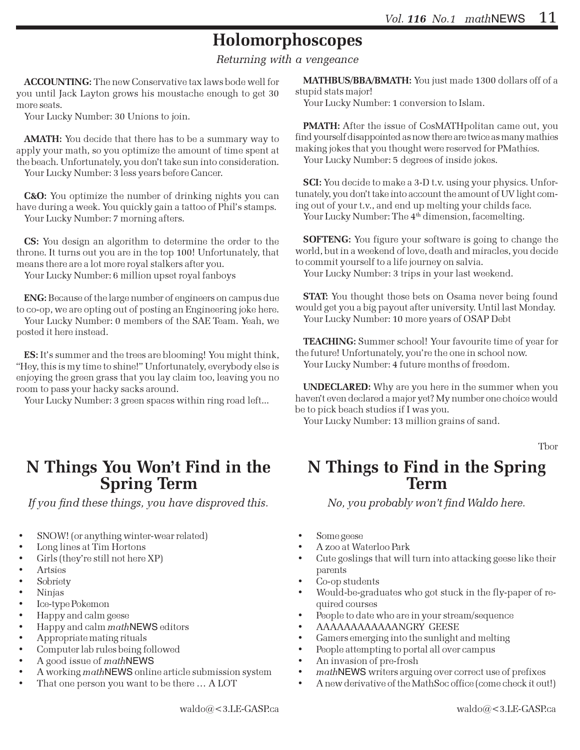# Holomorphoscopes

*Returning with a vengeance*

**ACCOUNTING:** The new Conservative tax laws bode well for you until Jack Layton grows his moustache enough to get 30 more seats.
Your Lucky Number: 30 Unions to join.

**AMATH:** You decide that there has to be a summary way to apply your math, so you optimize the amount of time spent at the beach. Unfortunately, you don't take sun into consideration.
Your Lucky Number: 3 less years before Cancer.

**C&O:** You optimize the number of drinking nights you can have during a week. You quickly gain a tattoo of Phil's stamps.
Your Lucky Number: 7 morning afters.

**CS:** You design an algorithm to determine the order to the throne. It turns out you are in the top 100! Unfortunately, that means there are a lot more royal stalkers after you.
Your Lucky Number: 6 million upset royal fanboys

**ENG:** Because of the large number of engineers on campus due to co-op, we are opting out of posting an Engineering joke here.
Your Lucky Number: 0 members of the SAE Team. Yeah, we posted it here instead.

**ES:** It's summer and the trees are blooming! You might think, "Hey, this is my time to shine!" Unfortunately, everybody else is enjoying the green grass that you lay claim too, leaving you no room to pass your hacky sacks around.
Your Lucky Number: 3 green spaces within ring road left...

**MATHBUS/BBA/BMATH:** You just made 1300 dollars off of a stupid stats major!
Your Lucky Number: 1 conversion to Islam.

**PMATH:** After the issue of CosMATHpolitan came out, you find yourself disappointed as now there are twice as many mathies making jokes that you thought were reserved for PMathies.
Your Lucky Number: 5 degrees of inside jokes.

**SCI:** You decide to make a 3-D t.v. using your physics. Unfortunately, you don't take into account the amount of UV light coming out of your t.v., and end up melting your childs face.
Your Lucky Number: The 4th dimension, facemelting.

**SOFTENG:** You figure your software is going to change the world, but in a weekend of love, death and miracles, you decide to commit yourself to a life journey on salvia.
Your Lucky Number: 3 trips in your last weekend.

**STAT:** You thought those bets on Osama never being found would get you a big payout after university. Until last Monday.
Your Lucky Number: 10 more years of OSAP Debt

**TEACHING:** Summer school! Your favourite time of year for the future! Unfortunately, you're the one in school now.
Your Lucky Number: 4 future months of freedom.

**UNDECLARED:** Why are you here in the summer when you haven't even declared a major yet? My number one choice would be to pick beach studies if I was you.
Your Lucky Number: 13 million grains of sand.

Tbor

# N Things You Won't Find in the Spring Term

*If you find these things, you have disproved this.*

- SNOW! (or anything winter-wear related)
- Long lines at Tim Hortons
- Girls (they're still not here XP)
- Artsies
- Sobriety
- Ninjas
- Ice-type Pokemon
- Happy and calm geese
- Happy and calm *math*NEWS editors
- Appropriate mating rituals
- Computer lab rules being followed
- A good issue of *math*NEWS
- A working *math*NEWS online article submission system
- That one person you want to be there … A LOT

waldo@<3.LE-GASP.ca

# N Things to Find in the Spring Term

*No, you probably won't find Waldo here.*

- Some geese
- A zoo at Waterloo Park
- Cute goslings that will turn into attacking geese like their parents
- Co-op students
- Would-be-graduates who got stuck in the fly-paper of required courses
- People to date who are in your stream/sequence
- AAAAAAAAAAAANGRY GEESE
- Gamers emerging into the sunlight and melting
- People attempting to portal all over campus
- An invasion of pre-frosh
- *math*NEWS writers arguing over correct use of prefixes
- A new derivative of the MathSoc office (come check it out!)

waldo@<3.LE-GASP.ca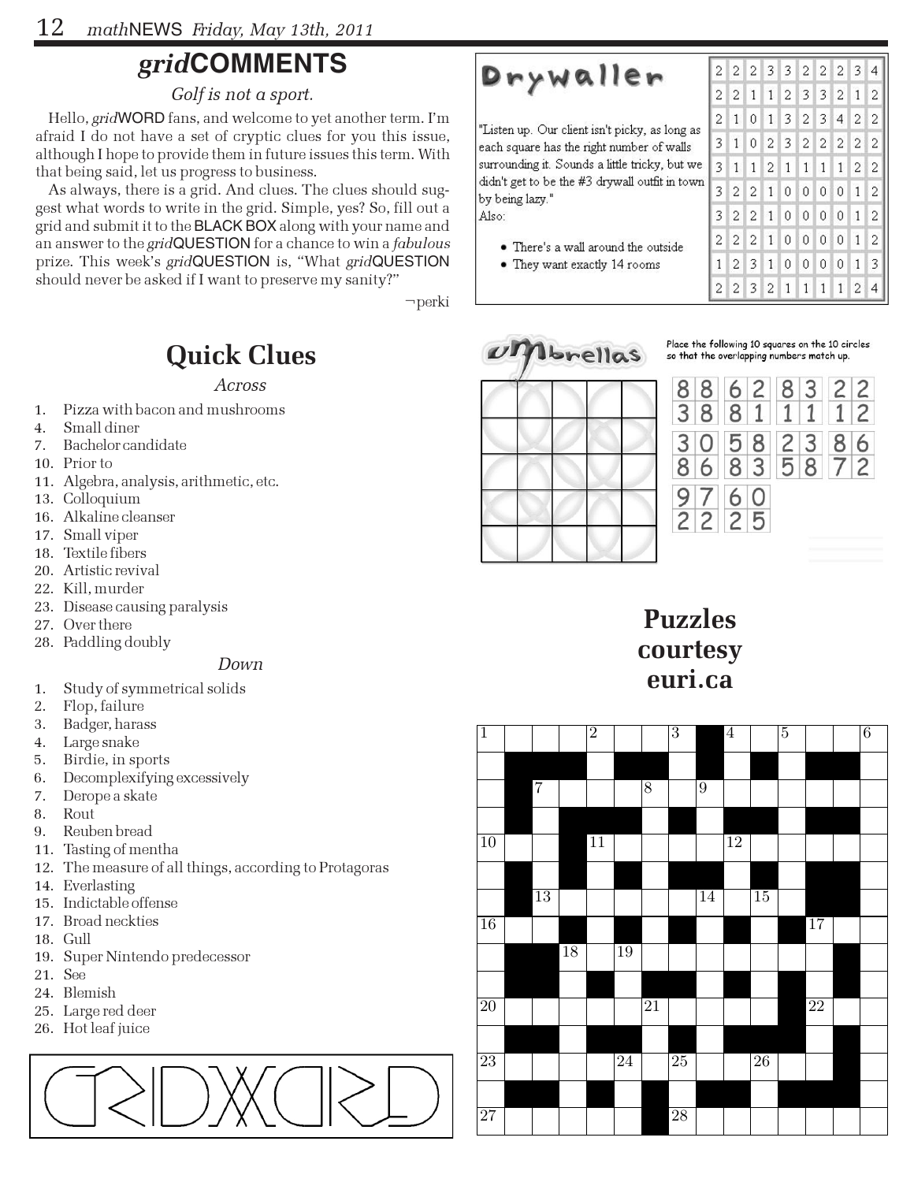## *grid*COMMENTS

*Golf is not a sport.*

Hello, *grid*WORD fans, and welcome to yet another term. I'm afraid I do not have a set of cryptic clues for you this issue, although I hope to provide them in future issues this term. With that being said, let us progress to business.

As always, there is a grid. And clues. The clues should suggest what words to write in the grid. Simple, yes? So, fill out a grid and submit it to the BLACK BOX along with your name and an answer to the *grid*QUESTION for a chance to win a *fabulous* prize. This week's *grid*QUESTION is, "What *grid*QUESTION should never be asked if I want to preserve my sanity?"

¬perki

## Quick Clues

*Across*

1. Pizza with bacon and mushrooms
4. Small diner
7. Bachelor candidate
10. Prior to
11. Algebra, analysis, arithmetic, etc.
13. Colloquium
16. Alkaline cleanser
17. Small viper
18. Textile fibers
20. Artistic revival
22. Kill, murder
23. Disease causing paralysis
27. Over there
28. Paddling doubly

*Down*

1. Study of symmetrical solids
2. Flop, failure
3. Badger, harass
4. Large snake
5. Birdie, in sports
6. Decomplexifying excessively
7. Derope a skate
8. Rout
9. Reuben bread
11. Tasting of mentha
12. The measure of all things, according to Protagoras
14. Everlasting
15. Indictable offense
17. Broad neckties
18. Gull
19. Super Nintendo predecessor
21. See
24. Blemish
25. Large red deer
26. Hot leaf juice

GRIDWORD

## Drywaller

"Listen up. Our client isn't picky, as long as each square has the right number of walls surrounding it. Sounds a little tricky, but we didn't get to be the #3 drywall outfit in town by being lazy."

Also:

- There's a wall around the outside
- They want exactly 14 rooms

| | | | | | | | | | |
|---|---|---|---|---|---|---|---|---|---|
| 2 | 2 | 2 | 3 | 3 | 2 | 2 | 2 | 3 | 4 |
| 2 | 2 | 1 | 1 | 2 | 3 | 3 | 2 | 1 | 2 |
| 2 | 1 | 0 | 1 | 3 | 2 | 3 | 4 | 2 | 2 |
| 3 | 1 | 0 | 2 | 3 | 2 | 2 | 2 | 2 | 2 |
| 3 | 1 | 1 | 2 | 1 | 1 | 1 | 1 | 2 | 2 |
| 3 | 2 | 2 | 1 | 0 | 0 | 0 | 0 | 1 | 2 |
| 3 | 2 | 2 | 1 | 0 | 0 | 0 | 0 | 1 | 2 |
| 2 | 2 | 2 | 1 | 0 | 0 | 0 | 0 | 1 | 2 |
| 1 | 2 | 3 | 1 | 0 | 0 | 0 | 0 | 1 | 3 |
| 2 | 2 | 3 | 2 | 1 | 1 | 1 | 1 | 2 | 4 |

## Umbrellas

Place the following 10 squares on the 10 circles so that the overlapping numbers match up.

| | | | | |
|---|---|---|---|---|
| 88 / 38 | 62 / 81 | 83 / 11 | 22 / 12 | |
| 30 / 86 | 58 / 83 | 23 / 58 | 86 / 72 | |
| 97 / 22 | 60 / 25 | | | |

**Puzzles courtesy euri.ca**